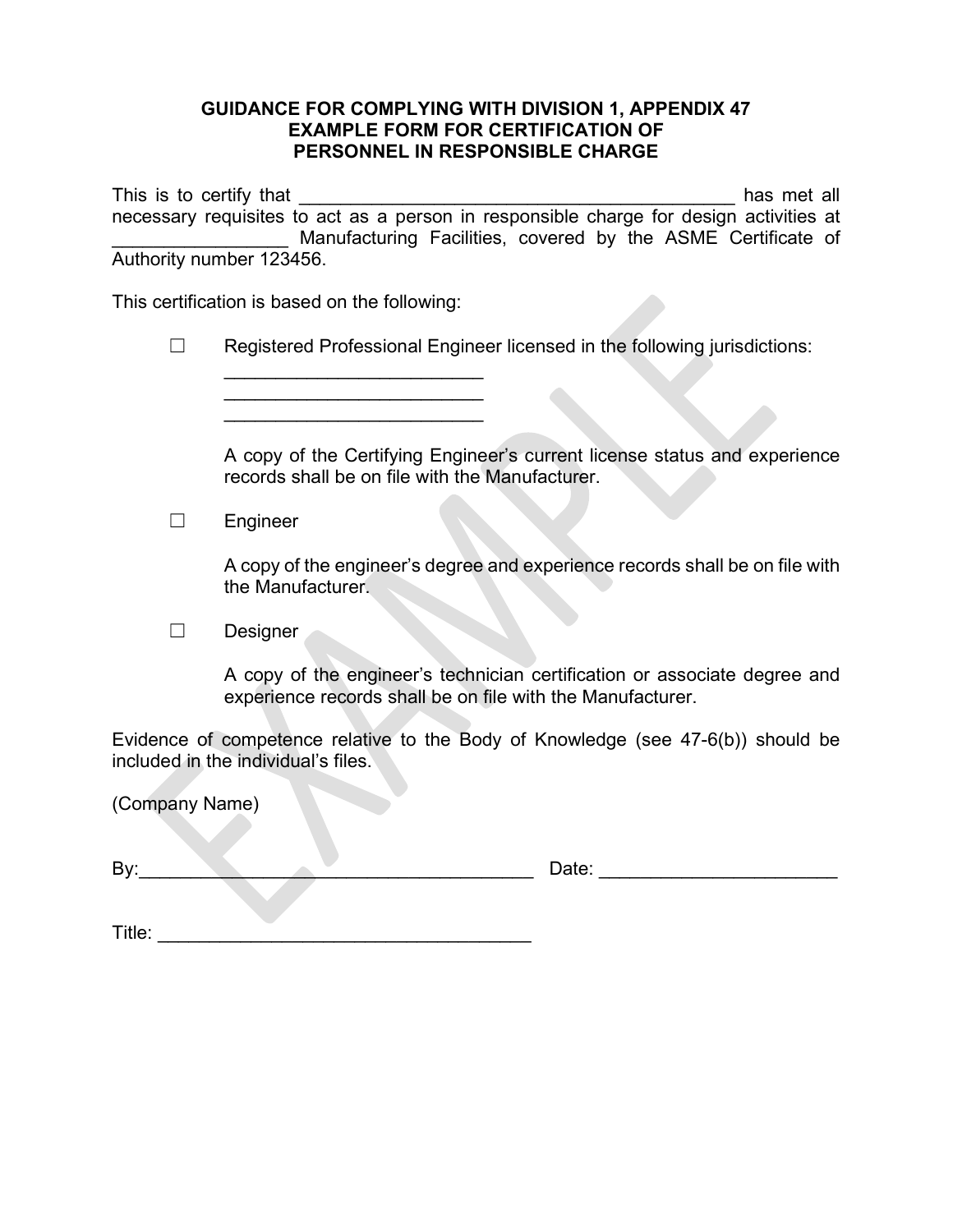**GUIDANCE FOR COMPLYING WITH DIVISION 1, APPENDIX 47**
**EXAMPLE FORM FOR CERTIFICATION OF**
**PERSONNEL IN RESPONSIBLE CHARGE**

This is to certify that ____________________________________________ has met all necessary requisites to act as a person in responsible charge for design activities at _________________ Manufacturing Facilities, covered by the ASME Certificate of Authority number 123456.

This certification is based on the following:

☐ Registered Professional Engineer licensed in the following jurisdictions:

__________________________
__________________________
__________________________

A copy of the Certifying Engineer's current license status and experience records shall be on file with the Manufacturer.

☐ Engineer

A copy of the engineer's degree and experience records shall be on file with the Manufacturer.

☐ Designer

A copy of the engineer's technician certification or associate degree and experience records shall be on file with the Manufacturer.

Evidence of competence relative to the Body of Knowledge (see 47-6(b)) should be included in the individual's files.

(Company Name)

By:_______________________________________ Date: _______________________

Title: _____________________________________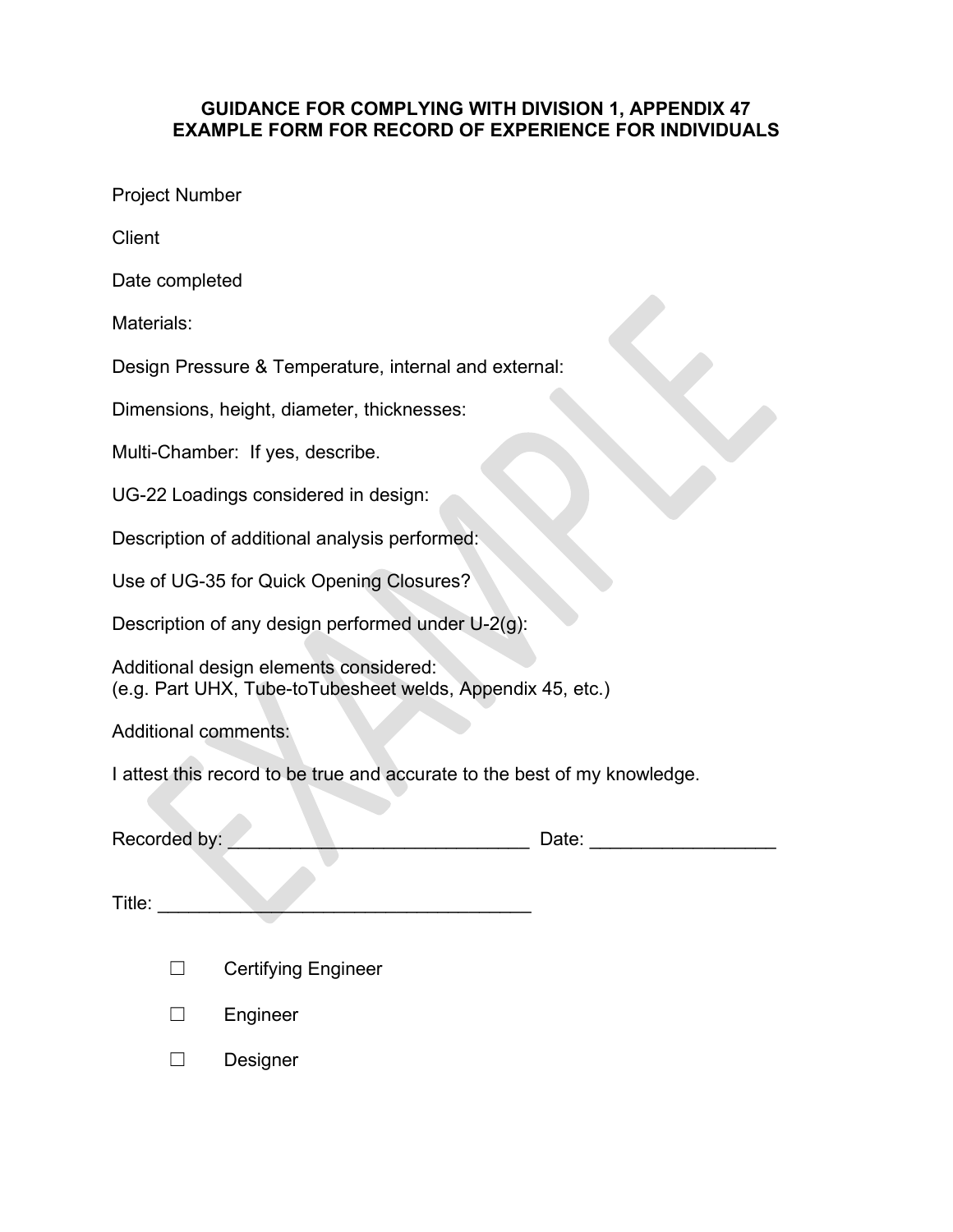## GUIDANCE FOR COMPLYING WITH DIVISION 1, APPENDIX 47
## EXAMPLE FORM FOR RECORD OF EXPERIENCE FOR INDIVIDUALS

Project Number

Client

Date completed

Materials:

Design Pressure & Temperature, internal and external:

Dimensions, height, diameter, thicknesses:

Multi-Chamber: If yes, describe.

UG-22 Loadings considered in design:

Description of additional analysis performed:

Use of UG-35 for Quick Opening Closures?

Description of any design performed under U-2(g):

Additional design elements considered:
(e.g. Part UHX, Tube-toTubesheet welds, Appendix 45, etc.)

Additional comments:

I attest this record to be true and accurate to the best of my knowledge.

Recorded by: _____________________________ Date: _________________

Title: ___________________________________

☐ Certifying Engineer

☐ Engineer

☐ Designer